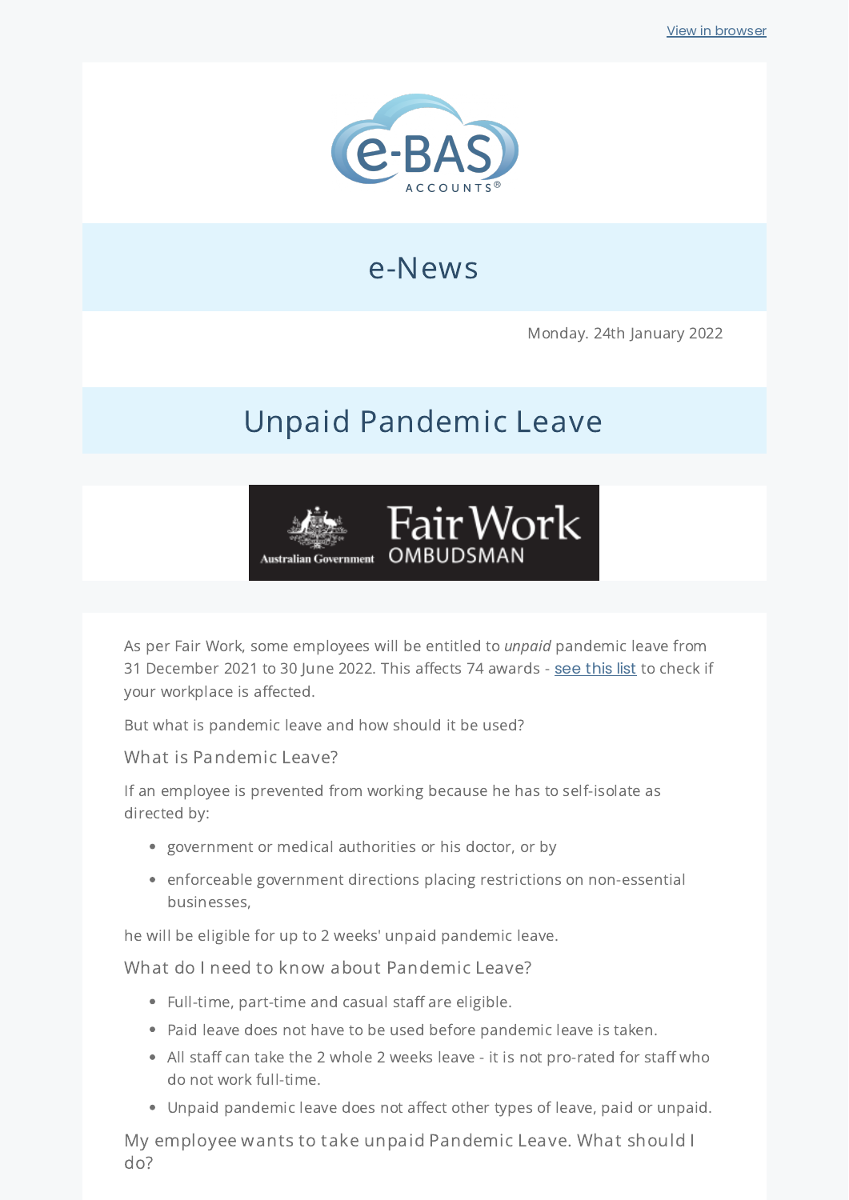View in browser

# e-News

Monday. 24th January 2022

## Unpaid Pandemic Leave

As per Fair Work, some employees will be entitled to *unpaid* pandemic leave from 31 December 2021 to 30 June 2022. This affects 74 awards - see this list to check if your workplace is affected.

But what is pandemic leave and how should it be used?

### What is Pandemic Leave?

If an employee is prevented from working because he has to self-isolate as directed by:

- government or medical authorities or his doctor, or by
- enforceable government directions placing restrictions on non-essential businesses,

he will be eligible for up to 2 weeks' unpaid pandemic leave.

### What do I need to know about Pandemic Leave?

- Full-time, part-time and casual staff are eligible.
- Paid leave does not have to be used before pandemic leave is taken.
- All staff can take the 2 whole 2 weeks leave - it is not pro-rated for staff who do not work full-time.
- Unpaid pandemic leave does not affect other types of leave, paid or unpaid.

### My employee wants to take unpaid Pandemic Leave. What should I do?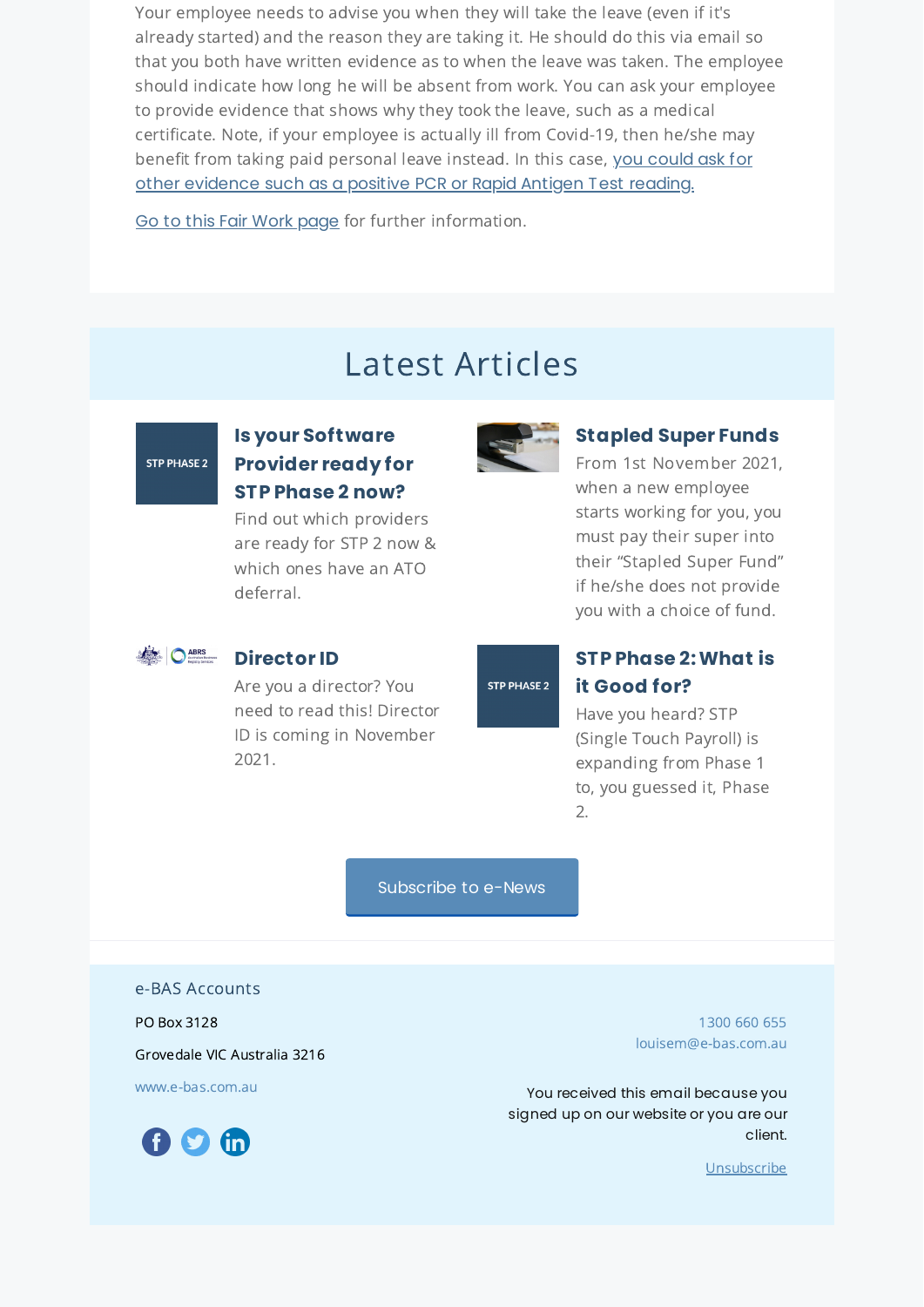Your employee needs to advise you when they will take the leave (even if it's already started) and the reason they are taking it. He should do this via email so that you both have written evidence as to when the leave was taken. The employee should indicate how long he will be absent from work. You can ask your employee to provide evidence that shows why they took the leave, such as a medical certificate. Note, if your employee is actually ill from Covid-19, then he/she may benefit from taking paid personal leave instead. In this case, you could ask for other evidence such as a positive PCR or Rapid Antigen Test reading.

Go to this Fair Work page for further information.

# Latest Articles

### Is your Software Provider ready for STP Phase 2 now?

Find out which providers are ready for STP 2 now & which ones have an ATO deferral.

### Stapled Super Funds

From 1st November 2021, when a new employee starts working for you, you must pay their super into their "Stapled Super Fund" if he/she does not provide you with a choice of fund.

### Director ID

Are you a director? You need to read this! Director ID is coming in November 2021.

### STP Phase 2: What is it Good for?

Have you heard? STP (Single Touch Payroll) is expanding from Phase 1 to, you guessed it, Phase 2.

Subscribe to e-News

e-BAS Accounts

PO Box 3128

Grovedale VIC Australia 3216

www.e-bas.com.au

1300 660 655
louisem@e-bas.com.au

You received this email because you signed up on our website or you are our client.

Unsubscribe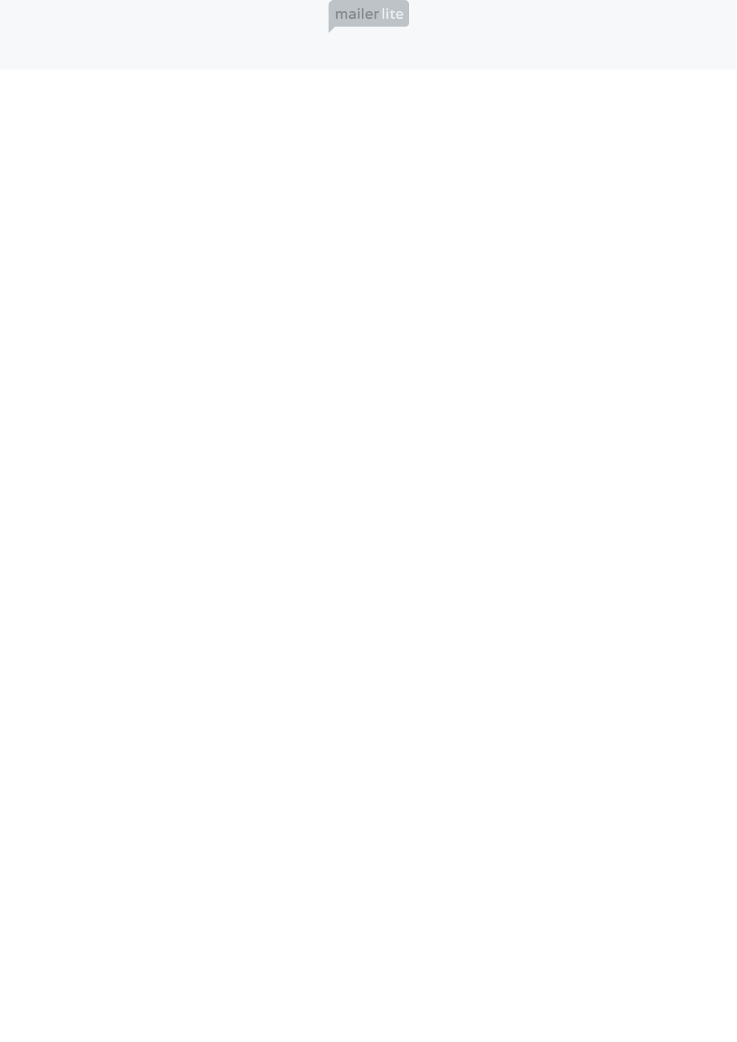mailer lite